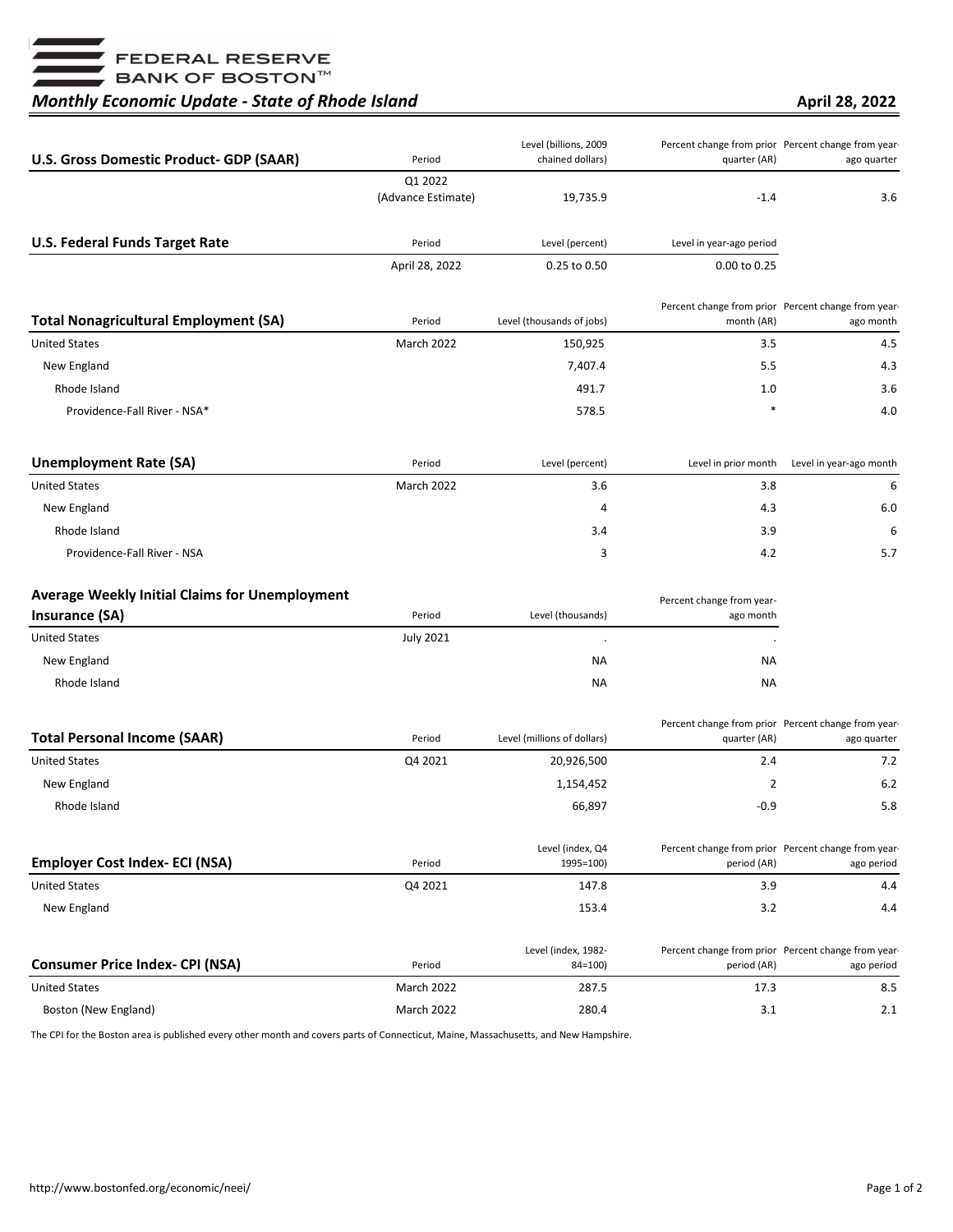FEDERAL RESERVE BANK OF BOSTON™

# *Monthly Economic Update - State of Rhode Island*

**April 28, 2022**

| **U.S. Gross Domestic Product- GDP (SAAR)** | Period | Level (billions, 2009 chained dollars) | Percent change from prior quarter (AR) | Percent change from year-ago quarter |
|---|---|---|---|---|
| | Q1 2022 (Advance Estimate) | 19,735.9 | -1.4 | 3.6 |

| **U.S. Federal Funds Target Rate** | Period | Level (percent) | Level in year-ago period |
|---|---|---|---|
| | April 28, 2022 | 0.25 to 0.50 | 0.00 to 0.25 |

| **Total Nonagricultural Employment (SA)** | Period | Level (thousands of jobs) | Percent change from prior month (AR) | Percent change from year-ago month |
|---|---|---|---|---|
| United States | March 2022 | 150,925 | 3.5 | 4.5 |
| New England | | 7,407.4 | 5.5 | 4.3 |
| Rhode Island | | 491.7 | 1.0 | 3.6 |
| Providence-Fall River - NSA* | | 578.5 | * | 4.0 |

| **Unemployment Rate (SA)** | Period | Level (percent) | Level in prior month | Level in year-ago month |
|---|---|---|---|---|
| United States | March 2022 | 3.6 | 3.8 | 6 |
| New England | | 4 | 4.3 | 6.0 |
| Rhode Island | | 3.4 | 3.9 | 6 |
| Providence-Fall River - NSA | | 3 | 4.2 | 5.7 |

| **Average Weekly Initial Claims for Unemployment Insurance (SA)** | Period | Level (thousands) | Percent change from year-ago month |
|---|---|---|---|
| United States | July 2021 | . | . |
| New England | | NA | NA |
| Rhode Island | | NA | NA |

| **Total Personal Income (SAAR)** | Period | Level (millions of dollars) | Percent change from prior quarter (AR) | Percent change from year-ago quarter |
|---|---|---|---|---|
| United States | Q4 2021 | 20,926,500 | 2.4 | 7.2 |
| New England | | 1,154,452 | 2 | 6.2 |
| Rhode Island | | 66,897 | -0.9 | 5.8 |

| **Employer Cost Index- ECI (NSA)** | Period | Level (index, Q4 1995=100) | Percent change from prior period (AR) | Percent change from year-ago period |
|---|---|---|---|---|
| United States | Q4 2021 | 147.8 | 3.9 | 4.4 |
| New England | | 153.4 | 3.2 | 4.4 |

| **Consumer Price Index- CPI (NSA)** | Period | Level (index, 1982-84=100) | Percent change from prior period (AR) | Percent change from year-ago period |
|---|---|---|---|---|
| United States | March 2022 | 287.5 | 17.3 | 8.5 |
| Boston (New England) | March 2022 | 280.4 | 3.1 | 2.1 |

The CPI for the Boston area is published every other month and covers parts of Connecticut, Maine, Massachusetts, and New Hampshire.

http://www.bostonfed.org/economic/neei/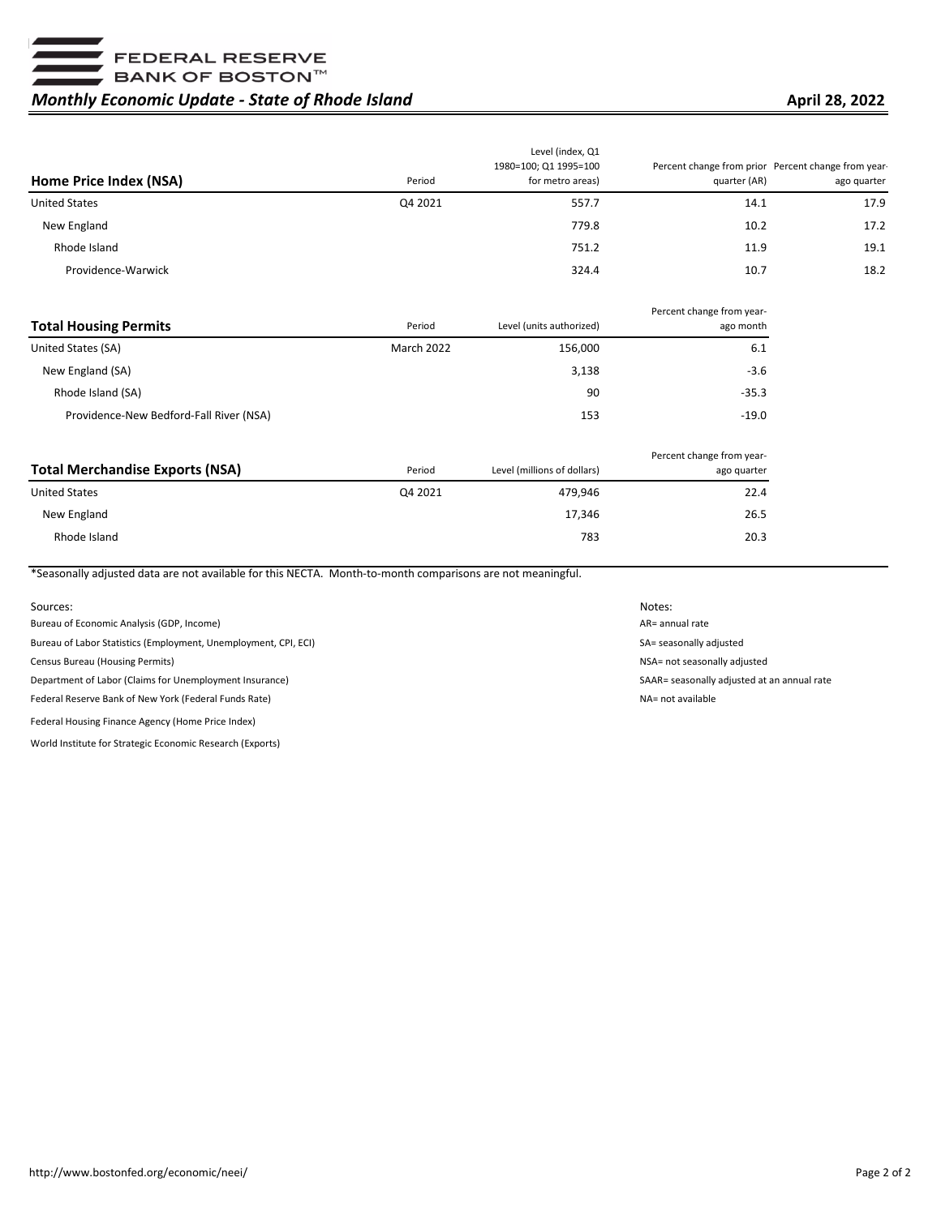**Federal Reserve Bank of Boston**

## *Monthly Economic Update - State of Rhode Island*

**April 28, 2022**

| Home Price Index (NSA) | Period | Level (index, Q1 1980=100; Q1 1995=100 for metro areas) | Percent change from prior quarter (AR) | Percent change from year-ago quarter |
|---|---|---|---|---|
| United States | Q4 2021 | 557.7 | 14.1 | 17.9 |
| New England | | 779.8 | 10.2 | 17.2 |
| Rhode Island | | 751.2 | 11.9 | 19.1 |
| Providence-Warwick | | 324.4 | 10.7 | 18.2 |

| Total Housing Permits | Period | Level (units authorized) | Percent change from year-ago month |
|---|---|---|---|
| United States (SA) | March 2022 | 156,000 | 6.1 |
| New England (SA) | | 3,138 | -3.6 |
| Rhode Island (SA) | | 90 | -35.3 |
| Providence-New Bedford-Fall River (NSA) | | 153 | -19.0 |

| Total Merchandise Exports (NSA) | Period | Level (millions of dollars) | Percent change from year-ago quarter |
|---|---|---|---|
| United States | Q4 2021 | 479,946 | 22.4 |
| New England | | 17,346 | 26.5 |
| Rhode Island | | 783 | 20.3 |

*Seasonally adjusted data are not available for this NECTA. Month-to-month comparisons are not meaningful.

Sources:

Bureau of Economic Analysis (GDP, Income)

Bureau of Labor Statistics (Employment, Unemployment, CPI, ECI)

Census Bureau (Housing Permits)

Department of Labor (Claims for Unemployment Insurance)

Federal Reserve Bank of New York (Federal Funds Rate)

Federal Housing Finance Agency (Home Price Index)

World Institute for Strategic Economic Research (Exports)

Notes:

AR= annual rate

SA= seasonally adjusted

NSA= not seasonally adjusted

SAAR= seasonally adjusted at an annual rate

NA= not available

http://www.bostonfed.org/economic/neei/